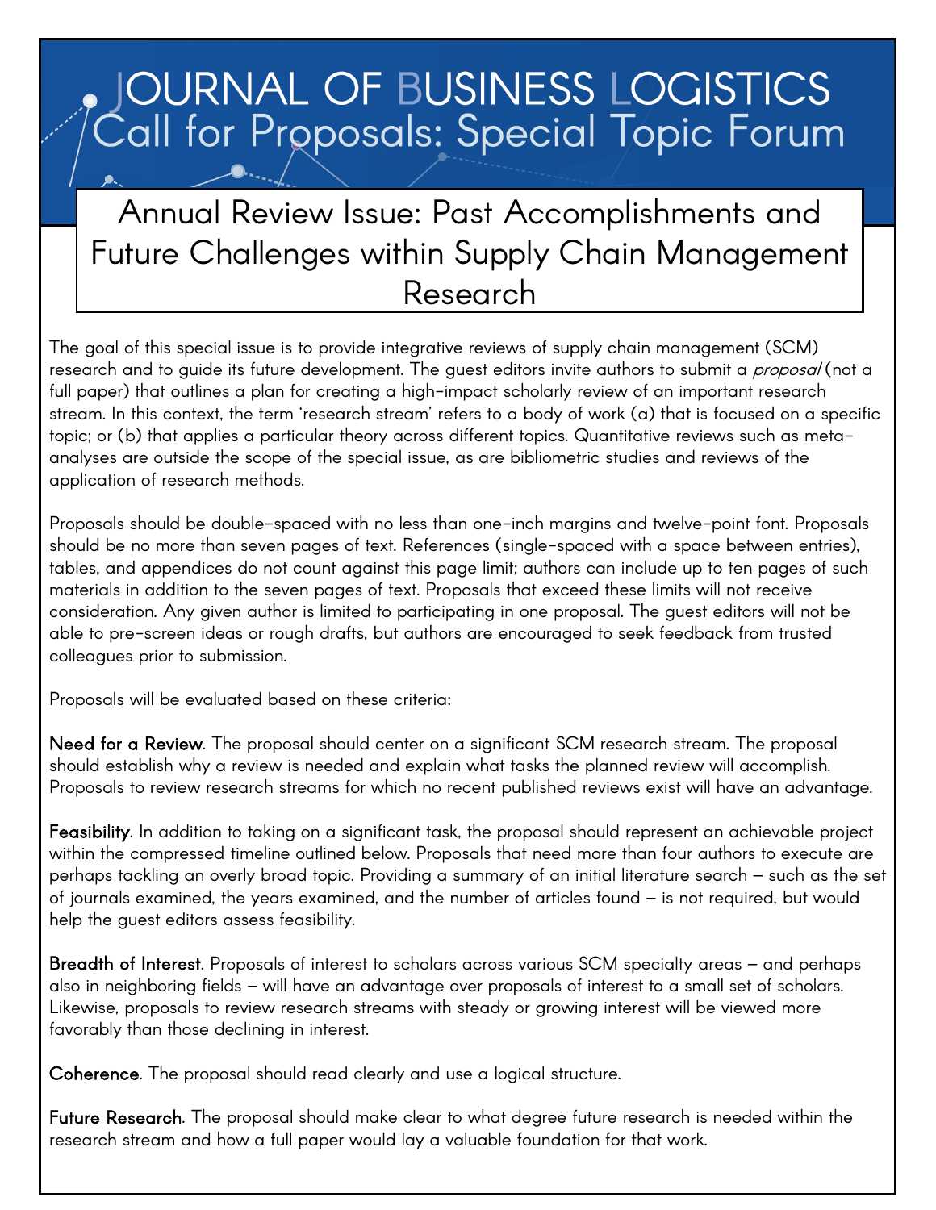# JOURNAL OF BUSINESS LOGISTICS
# Call for Proposals: Special Topic Forum

## Annual Review Issue: Past Accomplishments and Future Challenges within Supply Chain Management Research

The goal of this special issue is to provide integrative reviews of supply chain management (SCM) research and to guide its future development. The guest editors invite authors to submit a *proposal* (not a full paper) that outlines a plan for creating a high-impact scholarly review of an important research stream. In this context, the term 'research stream' refers to a body of work (a) that is focused on a specific topic; or (b) that applies a particular theory across different topics. Quantitative reviews such as meta-analyses are outside the scope of the special issue, as are bibliometric studies and reviews of the application of research methods.

Proposals should be double-spaced with no less than one-inch margins and twelve-point font. Proposals should be no more than seven pages of text. References (single-spaced with a space between entries), tables, and appendices do not count against this page limit; authors can include up to ten pages of such materials in addition to the seven pages of text. Proposals that exceed these limits will not receive consideration. Any given author is limited to participating in one proposal. The guest editors will not be able to pre-screen ideas or rough drafts, but authors are encouraged to seek feedback from trusted colleagues prior to submission.

Proposals will be evaluated based on these criteria:

**Need for a Review**. The proposal should center on a significant SCM research stream. The proposal should establish why a review is needed and explain what tasks the planned review will accomplish. Proposals to review research streams for which no recent published reviews exist will have an advantage.

**Feasibility**. In addition to taking on a significant task, the proposal should represent an achievable project within the compressed timeline outlined below. Proposals that need more than four authors to execute are perhaps tackling an overly broad topic. Providing a summary of an initial literature search – such as the set of journals examined, the years examined, and the number of articles found – is not required, but would help the guest editors assess feasibility.

**Breadth of Interest**. Proposals of interest to scholars across various SCM specialty areas – and perhaps also in neighboring fields – will have an advantage over proposals of interest to a small set of scholars. Likewise, proposals to review research streams with steady or growing interest will be viewed more favorably than those declining in interest.

**Coherence**. The proposal should read clearly and use a logical structure.

**Future Research**. The proposal should make clear to what degree future research is needed within the research stream and how a full paper would lay a valuable foundation for that work.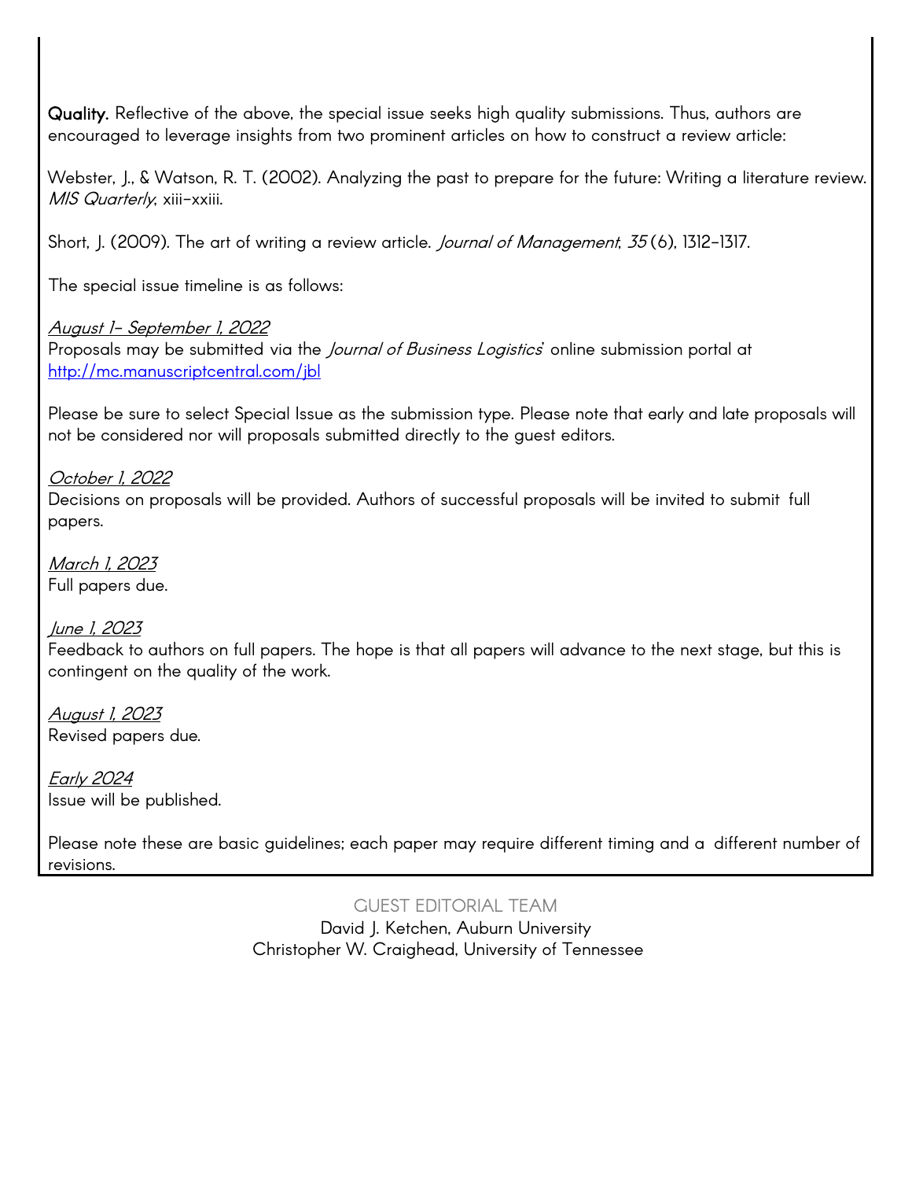**Quality.** Reflective of the above, the special issue seeks high quality submissions. Thus, authors are encouraged to leverage insights from two prominent articles on how to construct a review article:

Webster, J., & Watson, R. T. (2002). Analyzing the past to prepare for the future: Writing a literature review. *MIS Quarterly*, xiii–xxiii.

Short, J. (2009). The art of writing a review article. *Journal of Management*, *35* (6), 1312–1317.

The special issue timeline is as follows:

*August 1– September 1, 2022*
Proposals may be submitted via the *Journal of Business Logistics*' online submission portal at [http://mc.manuscriptcentral.com/jbl](http://mc.manuscriptcentral.com/jbl)

Please be sure to select Special Issue as the submission type. Please note that early and late proposals will not be considered nor will proposals submitted directly to the guest editors.

*October 1, 2022*
Decisions on proposals will be provided. Authors of successful proposals will be invited to submit full papers.

*March 1, 2023*
Full papers due.

*June 1, 2023*
Feedback to authors on full papers. The hope is that all papers will advance to the next stage, but this is contingent on the quality of the work.

*August 1, 2023*
Revised papers due.

*Early 2024*
Issue will be published.

Please note these are basic guidelines; each paper may require different timing and a different number of revisions.

GUEST EDITORIAL TEAM

David J. Ketchen, Auburn University
Christopher W. Craighead, University of Tennessee